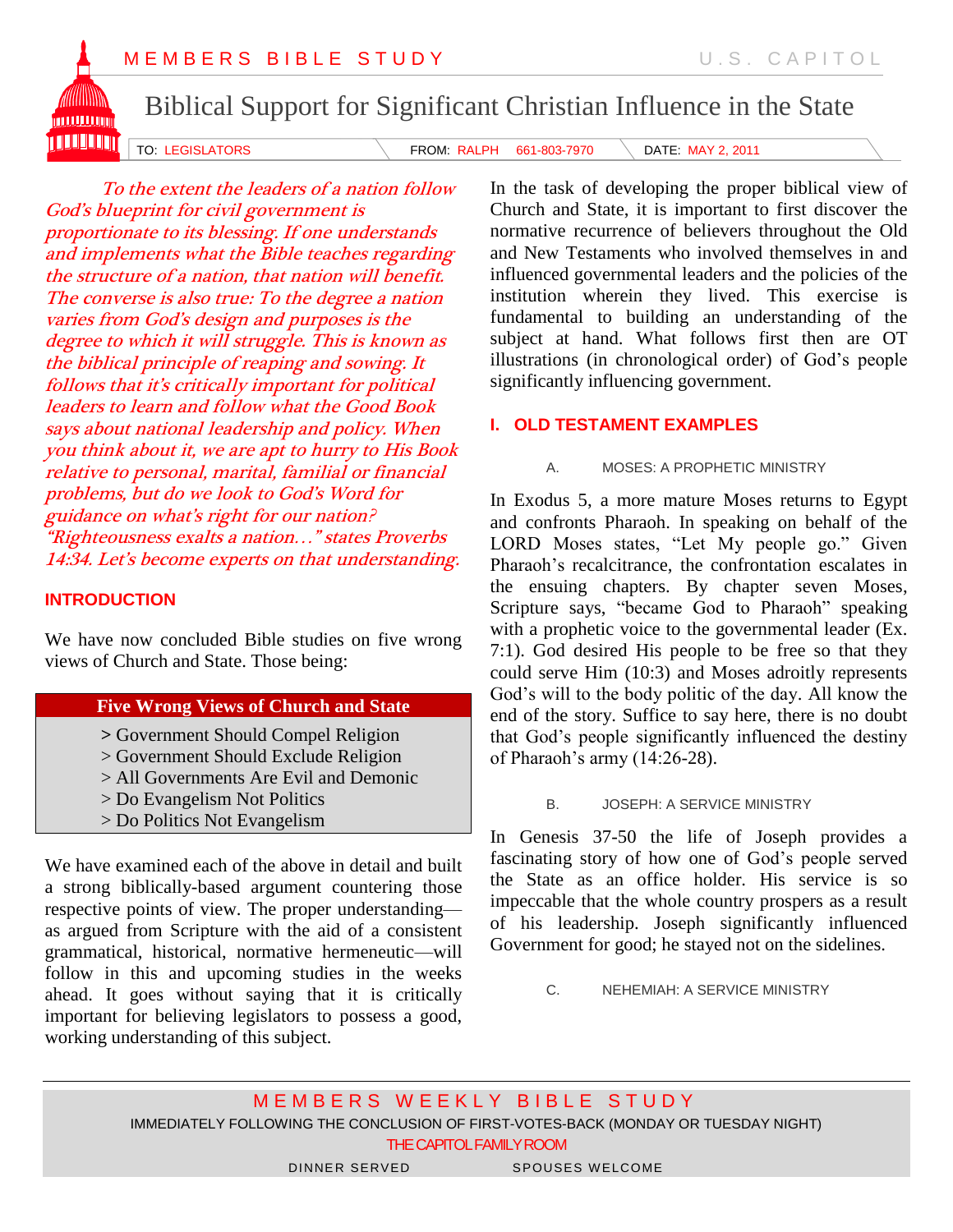MEMBERS BIBLE STUDY — U.S. CAPITOL

# Biblical Support for Significant Christian Influence in the State

TO: LEGISLATORS | FROM: RALPH 661-803-7970 | DATE: MAY 2, 2011

*To the extent the leaders of a nation follow God's blueprint for civil government is proportionate to its blessing. If one understands and implements what the Bible teaches regarding the structure of a nation, that nation will benefit. The converse is also true: To the degree a nation varies from God's design and purposes is the degree to which it will struggle. This is known as the biblical principle of reaping and sowing. It follows that it's critically important for political leaders to learn and follow what the Good Book says about national leadership and policy. When you think about it, we are apt to hurry to His Book relative to personal, marital, familial or financial problems, but do we look to God's Word for guidance on what's right for our nation? "Righteousness exalts a nation…" states Proverbs 14:34. Let's become experts on that understanding.*

## INTRODUCTION

We have now concluded Bible studies on five wrong views of Church and State. Those being:

| Five Wrong Views of Church and State |
|---|
| > Government Should Compel Religion |
| > Government Should Exclude Religion |
| > All Governments Are Evil and Demonic |
| > Do Evangelism Not Politics |
| > Do Politics Not Evangelism |

We have examined each of the above in detail and built a strong biblically-based argument countering those respective points of view. The proper understanding—as argued from Scripture with the aid of a consistent grammatical, historical, normative hermeneutic—will follow in this and upcoming studies in the weeks ahead. It goes without saying that it is critically important for believing legislators to possess a good, working understanding of this subject.

In the task of developing the proper biblical view of Church and State, it is important to first discover the normative recurrence of believers throughout the Old and New Testaments who involved themselves in and influenced governmental leaders and the policies of the institution wherein they lived. This exercise is fundamental to building an understanding of the subject at hand. What follows first then are OT illustrations (in chronological order) of God's people significantly influencing government.

## I. OLD TESTAMENT EXAMPLES

### A. MOSES: A PROPHETIC MINISTRY

In Exodus 5, a more mature Moses returns to Egypt and confronts Pharaoh. In speaking on behalf of the LORD Moses states, "Let My people go." Given Pharaoh's recalcitrance, the confrontation escalates in the ensuing chapters. By chapter seven Moses, Scripture says, "became God to Pharaoh" speaking with a prophetic voice to the governmental leader (Ex. 7:1). God desired His people to be free so that they could serve Him (10:3) and Moses adroitly represents God's will to the body politic of the day. All know the end of the story. Suffice to say here, there is no doubt that God's people significantly influenced the destiny of Pharaoh's army (14:26-28).

### B. JOSEPH: A SERVICE MINISTRY

In Genesis 37-50 the life of Joseph provides a fascinating story of how one of God's people served the State as an office holder. His service is so impeccable that the whole country prospers as a result of his leadership. Joseph significantly influenced Government for good; he stayed not on the sidelines.

### C. NEHEMIAH: A SERVICE MINISTRY

---

MEMBERS WEEKLY BIBLE STUDY

IMMEDIATELY FOLLOWING THE CONCLUSION OF FIRST-VOTES-BACK (MONDAY OR TUESDAY NIGHT)

THE CAPITOL FAMILY ROOM

DINNER SERVED — SPOUSES WELCOME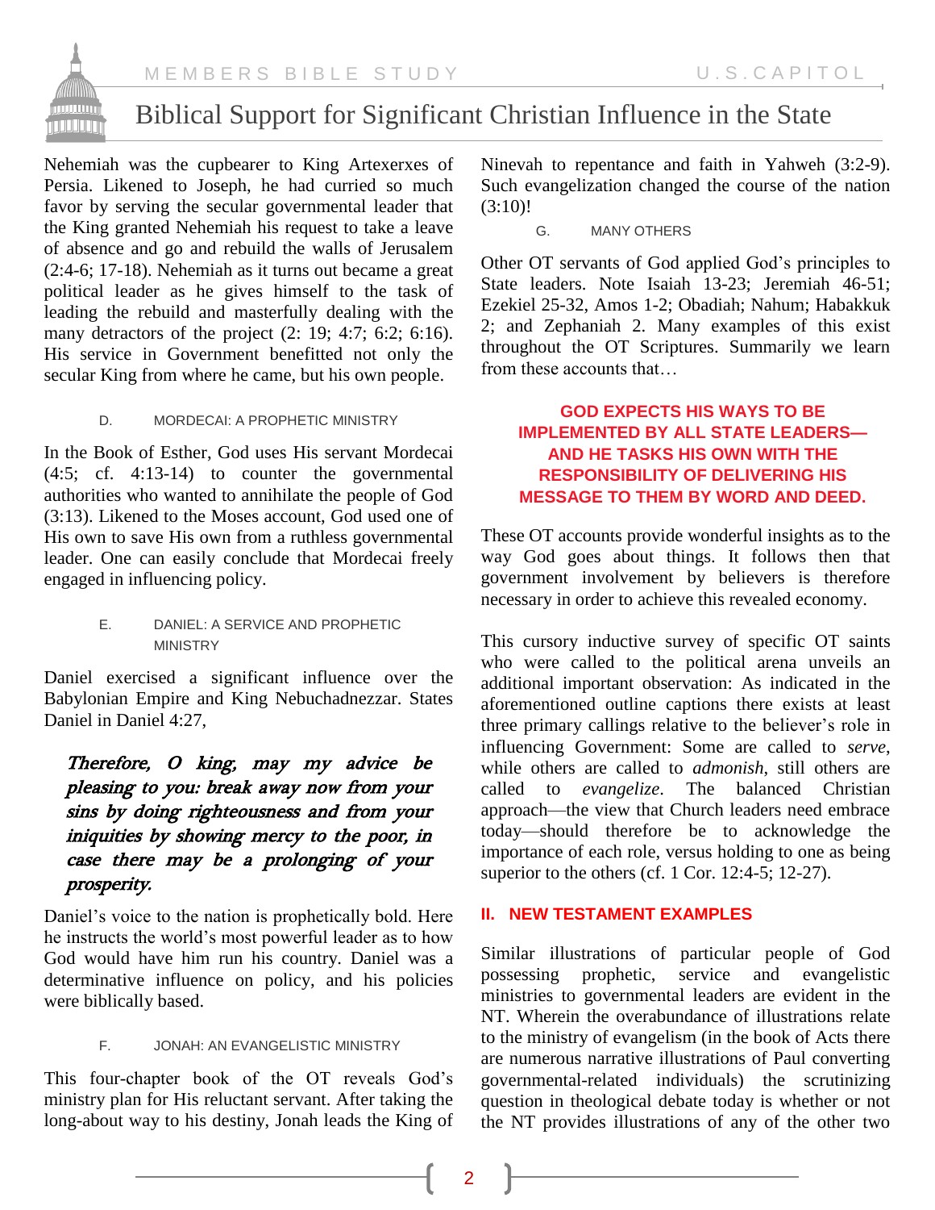Nehemiah was the cupbearer to King Artexerxes of Persia. Likened to Joseph, he had curried so much favor by serving the secular governmental leader that the King granted Nehemiah his request to take a leave of absence and go and rebuild the walls of Jerusalem (2:4-6; 17-18). Nehemiah as it turns out became a great political leader as he gives himself to the task of leading the rebuild and masterfully dealing with the many detractors of the project (2: 19; 4:7; 6:2; 6:16). His service in Government benefitted not only the secular King from where he came, but his own people.

#### D. MORDECAI: A PROPHETIC MINISTRY

In the Book of Esther, God uses His servant Mordecai (4:5; cf. 4:13-14) to counter the governmental authorities who wanted to annihilate the people of God (3:13). Likened to the Moses account, God used one of His own to save His own from a ruthless governmental leader. One can easily conclude that Mordecai freely engaged in influencing policy.

#### E. DANIEL: A SERVICE AND PROPHETIC MINISTRY

Daniel exercised a significant influence over the Babylonian Empire and King Nebuchadnezzar. States Daniel in Daniel 4:27,

> ***Therefore, O king, may my advice be pleasing to you: break away now from your sins by doing righteousness and from your iniquities by showing mercy to the poor, in case there may be a prolonging of your prosperity.***

Daniel's voice to the nation is prophetically bold. Here he instructs the world's most powerful leader as to how God would have him run his country. Daniel was a determinative influence on policy, and his policies were biblically based.

#### F. JONAH: AN EVANGELISTIC MINISTRY

This four-chapter book of the OT reveals God's ministry plan for His reluctant servant. After taking the long-about way to his destiny, Jonah leads the King of Nineveh to repentance and faith in Yahweh (3:2-9). Such evangelization changed the course of the nation (3:10)!

#### G. MANY OTHERS

Other OT servants of God applied God's principles to State leaders. Note Isaiah 13-23; Jeremiah 46-51; Ezekiel 25-32, Amos 1-2; Obadiah; Nahum; Habakkuk 2; and Zephaniah 2. Many examples of this exist throughout the OT Scriptures. Summarily we learn from these accounts that…

**GOD EXPECTS HIS WAYS TO BE IMPLEMENTED BY ALL STATE LEADERS—AND HE TASKS HIS OWN WITH THE RESPONSIBILITY OF DELIVERING HIS MESSAGE TO THEM BY WORD AND DEED.**

These OT accounts provide wonderful insights as to the way God goes about things. It follows then that government involvement by believers is therefore necessary in order to achieve this revealed economy.

This cursory inductive survey of specific OT saints who were called to the political arena unveils an additional important observation: As indicated in the aforementioned outline captions there exists at least three primary callings relative to the believer's role in influencing Government: Some are called to *serve*, while others are called to *admonish*, still others are called to *evangelize*. The balanced Christian approach—the view that Church leaders need embrace today—should therefore be to acknowledge the importance of each role, versus holding to one as being superior to the others (cf. 1 Cor. 12:4-5; 12-27).

## II. NEW TESTAMENT EXAMPLES

Similar illustrations of particular people of God possessing prophetic, service and evangelistic ministries to governmental leaders are evident in the NT. Wherein the overabundance of illustrations relate to the ministry of evangelism (in the book of Acts there are numerous narrative illustrations of Paul converting governmental-related individuals) the scrutinizing question in theological debate today is whether or not the NT provides illustrations of any of the other two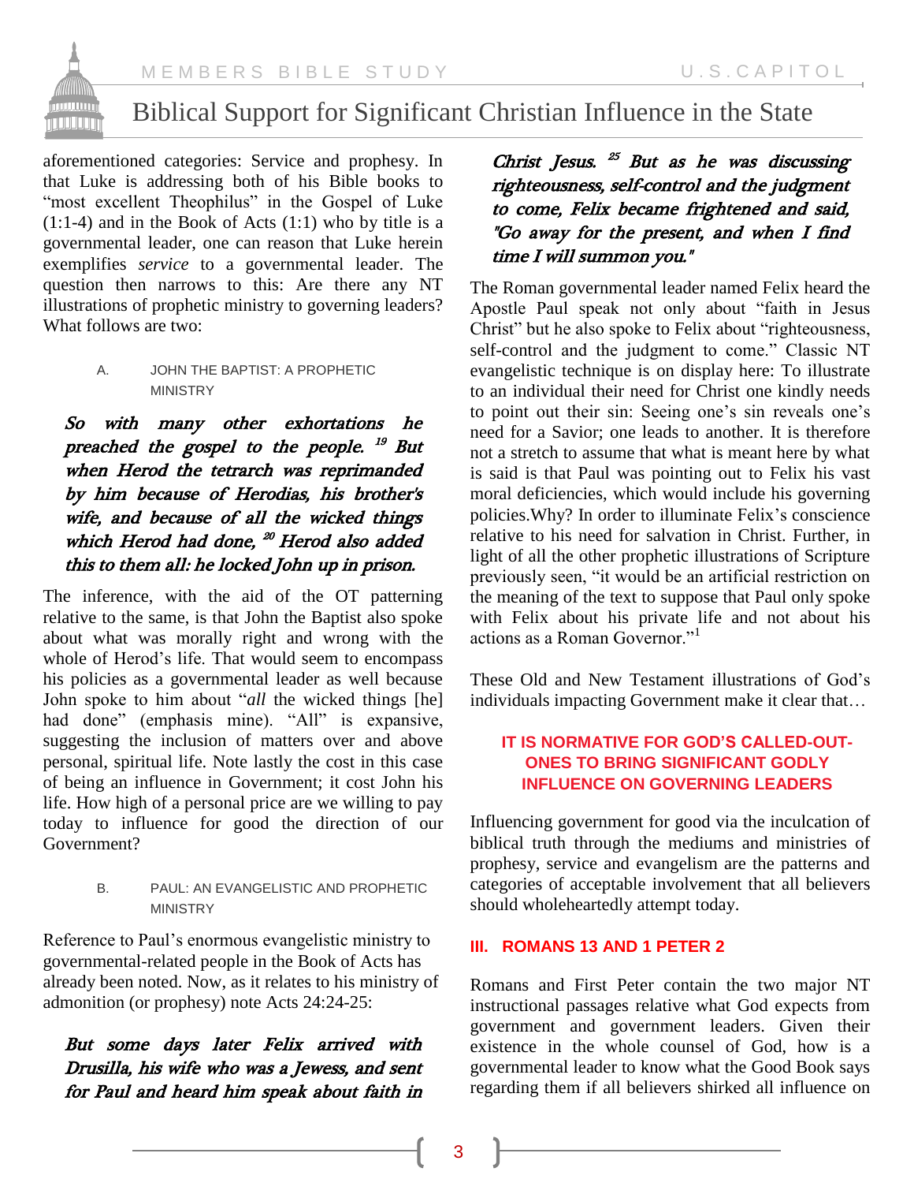aforementioned categories: Service and prophesy. In that Luke is addressing both of his Bible books to "most excellent Theophilus" in the Gospel of Luke (1:1-4) and in the Book of Acts (1:1) who by title is a governmental leader, one can reason that Luke herein exemplifies *service* to a governmental leader. The question then narrows to this: Are there any NT illustrations of prophetic ministry to governing leaders? What follows are two:

#### A. JOHN THE BAPTIST: A PROPHETIC MINISTRY

> ***So with many other exhortations he preached the gospel to the people. [19] But when Herod the tetrarch was reprimanded by him because of Herodias, his brother's wife, and because of all the wicked things which Herod had done, [20] Herod also added this to them all: he locked John up in prison.***

The inference, with the aid of the OT patterning relative to the same, is that John the Baptist also spoke about what was morally right and wrong with the whole of Herod's life. That would seem to encompass his policies as a governmental leader as well because John spoke to him about "*all* the wicked things [he] had done" (emphasis mine). "All" is expansive, suggesting the inclusion of matters over and above personal, spiritual life. Note lastly the cost in this case of being an influence in Government; it cost John his life. How high of a personal price are we willing to pay today to influence for good the direction of our Government?

#### B. PAUL: AN EVANGELISTIC AND PROPHETIC MINISTRY

Reference to Paul's enormous evangelistic ministry to governmental-related people in the Book of Acts has already been noted. Now, as it relates to his ministry of admonition (or prophesy) note Acts 24:24-25:

> ***But some days later Felix arrived with Drusilla, his wife who was a Jewess, and sent for Paul and heard him speak about faith in Christ Jesus. [25] But as he was discussing righteousness, self-control and the judgment to come, Felix became frightened and said, "Go away for the present, and when I find time I will summon you."***

The Roman governmental leader named Felix heard the Apostle Paul speak not only about "faith in Jesus Christ" but he also spoke to Felix about "righteousness, self-control and the judgment to come." Classic NT evangelistic technique is on display here: To illustrate to an individual their need for Christ one kindly needs to point out their sin: Seeing one's sin reveals one's need for a Savior; one leads to another. It is therefore not a stretch to assume that what is meant here by what is said is that Paul was pointing out to Felix his vast moral deficiencies, which would include his governing policies.Why? In order to illuminate Felix's conscience relative to his need for salvation in Christ. Further, in light of all the other prophetic illustrations of Scripture previously seen, "it would be an artificial restriction on the meaning of the text to suppose that Paul only spoke with Felix about his private life and not about his actions as a Roman Governor."[1]

These Old and New Testament illustrations of God's individuals impacting Government make it clear that…

**IT IS NORMATIVE FOR GOD'S CALLED-OUT-ONES TO BRING SIGNIFICANT GODLY INFLUENCE ON GOVERNING LEADERS**

Influencing government for good via the inculcation of biblical truth through the mediums and ministries of prophesy, service and evangelism are the patterns and categories of acceptable involvement that all believers should wholeheartedly attempt today.

### III. ROMANS 13 AND 1 PETER 2

Romans and First Peter contain the two major NT instructional passages relative what God expects from government and government leaders. Given their existence in the whole counsel of God, how is a governmental leader to know what the Good Book says regarding them if all believers shirked all influence on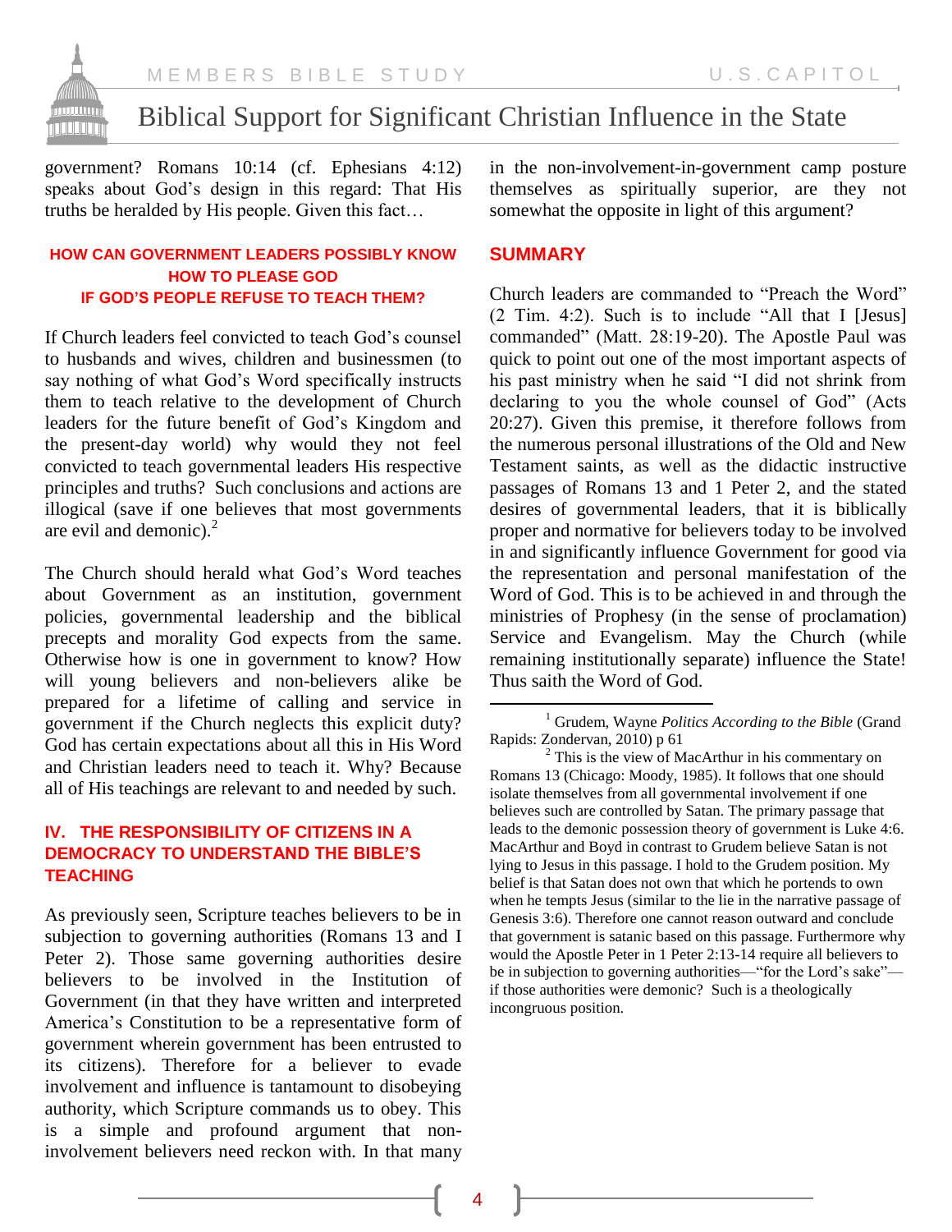government? Romans 10:14 (cf. Ephesians 4:12) speaks about God's design in this regard: That His truths be heralded by His people. Given this fact…

**HOW CAN GOVERNMENT LEADERS POSSIBLY KNOW HOW TO PLEASE GOD IF GOD'S PEOPLE REFUSE TO TEACH THEM?**

If Church leaders feel convicted to teach God's counsel to husbands and wives, children and businessmen (to say nothing of what God's Word specifically instructs them to teach relative to the development of Church leaders for the future benefit of God's Kingdom and the present-day world) why would they not feel convicted to teach governmental leaders His respective principles and truths? Such conclusions and actions are illogical (save if one believes that most governments are evil and demonic).[2]

The Church should herald what God's Word teaches about Government as an institution, government policies, governmental leadership and the biblical precepts and morality God expects from the same. Otherwise how is one in government to know? How will young believers and non-believers alike be prepared for a lifetime of calling and service in government if the Church neglects this explicit duty? God has certain expectations about all this in His Word and Christian leaders need to teach it. Why? Because all of His teachings are relevant to and needed by such.

## IV. THE RESPONSIBILITY OF CITIZENS IN A DEMOCRACY TO UNDERSTAND THE BIBLE'S TEACHING

As previously seen, Scripture teaches believers to be in subjection to governing authorities (Romans 13 and I Peter 2). Those same governing authorities desire believers to be involved in the Institution of Government (in that they have written and interpreted America's Constitution to be a representative form of government wherein government has been entrusted to its citizens). Therefore for a believer to evade involvement and influence is tantamount to disobeying authority, which Scripture commands us to obey. This is a simple and profound argument that non-involvement believers need reckon with. In that many in the non-involvement-in-government camp posture themselves as spiritually superior, are they not somewhat the opposite in light of this argument?

## SUMMARY

Church leaders are commanded to "Preach the Word" (2 Tim. 4:2). Such is to include "All that I [Jesus] commanded" (Matt. 28:19-20). The Apostle Paul was quick to point out one of the most important aspects of his past ministry when he said "I did not shrink from declaring to you the whole counsel of God" (Acts 20:27). Given this premise, it therefore follows from the numerous personal illustrations of the Old and New Testament saints, as well as the didactic instructive passages of Romans 13 and 1 Peter 2, and the stated desires of governmental leaders, that it is biblically proper and normative for believers today to be involved in and significantly influence Government for good via the representation and personal manifestation of the Word of God. This is to be achieved in and through the ministries of Prophesy (in the sense of proclamation) Service and Evangelism. May the Church (while remaining institutionally separate) influence the State! Thus saith the Word of God.

---

[1] Grudem, Wayne *Politics According to the Bible* (Grand Rapids: Zondervan, 2010) p 61

[2] This is the view of MacArthur in his commentary on Romans 13 (Chicago: Moody, 1985). It follows that one should isolate themselves from all governmental involvement if one believes such are controlled by Satan. The primary passage that leads to the demonic possession theory of government is Luke 4:6. MacArthur and Boyd in contrast to Grudem believe Satan is not lying to Jesus in this passage. I hold to the Grudem position. My belief is that Satan does not own that which he portends to own when he tempts Jesus (similar to the lie in the narrative passage of Genesis 3:6). Therefore one cannot reason outward and conclude that government is satanic based on this passage. Furthermore why would the Apostle Peter in 1 Peter 2:13-14 require all believers to be in subjection to governing authorities—"for the Lord's sake"—if those authorities were demonic? Such is a theologically incongruous position.